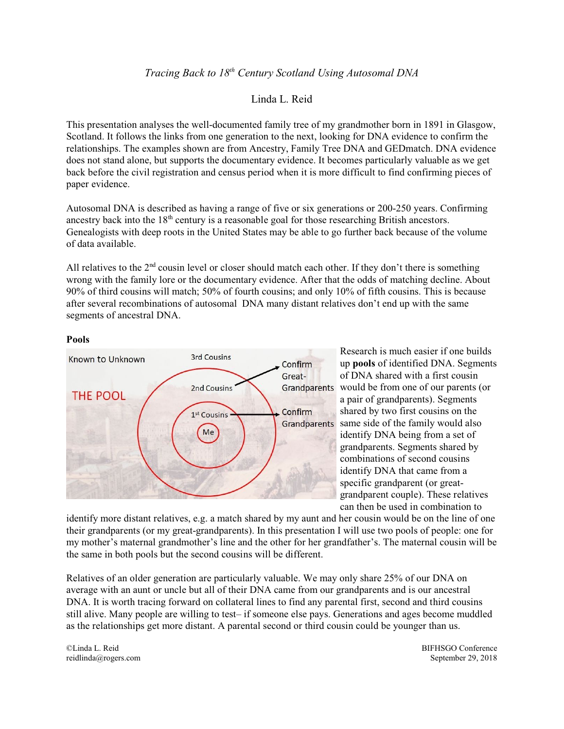*Tracing Back to 18th Century Scotland Using Autosomal DNA*

Linda L. Reid

This presentation analyses the well-documented family tree of my grandmother born in 1891 in Glasgow, Scotland. It follows the links from one generation to the next, looking for DNA evidence to confirm the relationships. The examples shown are from Ancestry, Family Tree DNA and GEDmatch. DNA evidence does not stand alone, but supports the documentary evidence. It becomes particularly valuable as we get back before the civil registration and census period when it is more difficult to find confirming pieces of paper evidence.

Autosomal DNA is described as having a range of five or six generations or 200-250 years. Confirming ancestry back into the 18th century is a reasonable goal for those researching British ancestors. Genealogists with deep roots in the United States may be able to go further back because of the volume of data available.

All relatives to the 2nd cousin level or closer should match each other. If they don't there is something wrong with the family lore or the documentary evidence. After that the odds of matching decline. About 90% of third cousins will match; 50% of fourth cousins; and only 10% of fifth cousins. This is because after several recombinations of autosomal DNA many distant relatives don't end up with the same segments of ancestral DNA.

**Pools**

Research is much easier if one builds up **pools** of identified DNA. Segments of DNA shared with a first cousin would be from one of our parents (or a pair of grandparents). Segments shared by two first cousins on the same side of the family would also identify DNA being from a set of grandparents. Segments shared by combinations of second cousins identify DNA that came from a specific grandparent (or great-grandparent couple). These relatives can then be used in combination to identify more distant relatives, e.g. a match shared by my aunt and her cousin would be on the line of one their grandparents (or my great-grandparents). In this presentation I will use two pools of people: one for my mother's maternal grandmother's line and the other for her grandfather's. The maternal cousin will be the same in both pools but the second cousins will be different.

Relatives of an older generation are particularly valuable. We may only share 25% of our DNA on average with an aunt or uncle but all of their DNA came from our grandparents and is our ancestral DNA. It is worth tracing forward on collateral lines to find any parental first, second and third cousins still alive. Many people are willing to test– if someone else pays. Generations and ages become muddled as the relationships get more distant. A parental second or third cousin could be younger than us.

©Linda L. Reid
reidlinda@rogers.com

BIFHSGO Conference
September 29, 2018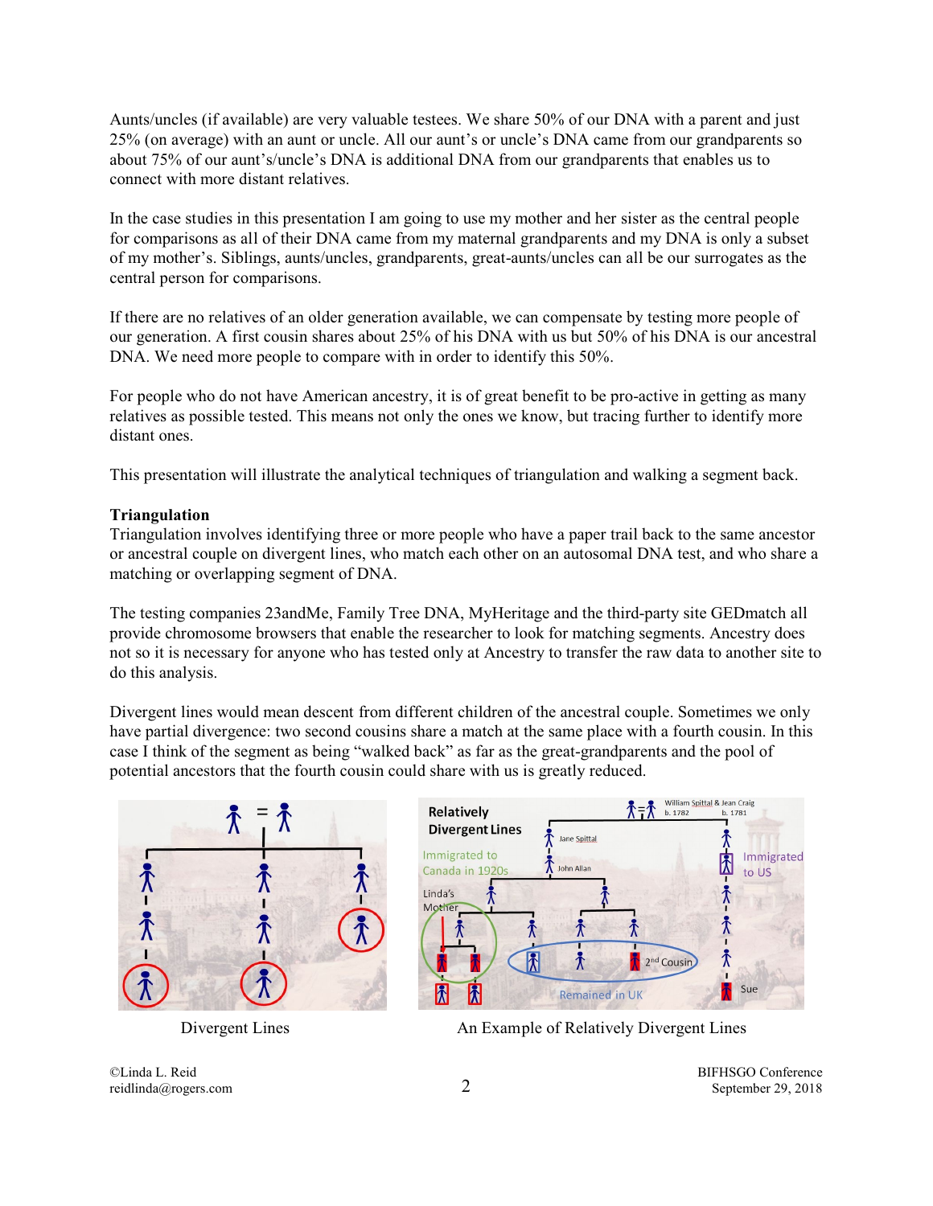Aunts/uncles (if available) are very valuable testees. We share 50% of our DNA with a parent and just 25% (on average) with an aunt or uncle. All our aunt's or uncle's DNA came from our grandparents so about 75% of our aunt's/uncle's DNA is additional DNA from our grandparents that enables us to connect with more distant relatives.

In the case studies in this presentation I am going to use my mother and her sister as the central people for comparisons as all of their DNA came from my maternal grandparents and my DNA is only a subset of my mother's. Siblings, aunts/uncles, grandparents, great-aunts/uncles can all be our surrogates as the central person for comparisons.

If there are no relatives of an older generation available, we can compensate by testing more people of our generation. A first cousin shares about 25% of his DNA with us but 50% of his DNA is our ancestral DNA. We need more people to compare with in order to identify this 50%.

For people who do not have American ancestry, it is of great benefit to be pro-active in getting as many relatives as possible tested. This means not only the ones we know, but tracing further to identify more distant ones.

This presentation will illustrate the analytical techniques of triangulation and walking a segment back.

**Triangulation**

Triangulation involves identifying three or more people who have a paper trail back to the same ancestor or ancestral couple on divergent lines, who match each other on an autosomal DNA test, and who share a matching or overlapping segment of DNA.

The testing companies 23andMe, Family Tree DNA, MyHeritage and the third-party site GEDmatch all provide chromosome browsers that enable the researcher to look for matching segments. Ancestry does not so it is necessary for anyone who has tested only at Ancestry to transfer the raw data to another site to do this analysis.

Divergent lines would mean descent from different children of the ancestral couple. Sometimes we only have partial divergence: two second cousins share a match at the same place with a fourth cousin. In this case I think of the segment as being "walked back" as far as the great-grandparents and the pool of potential ancestors that the fourth cousin could share with us is greatly reduced.

Divergent Lines

An Example of Relatively Divergent Lines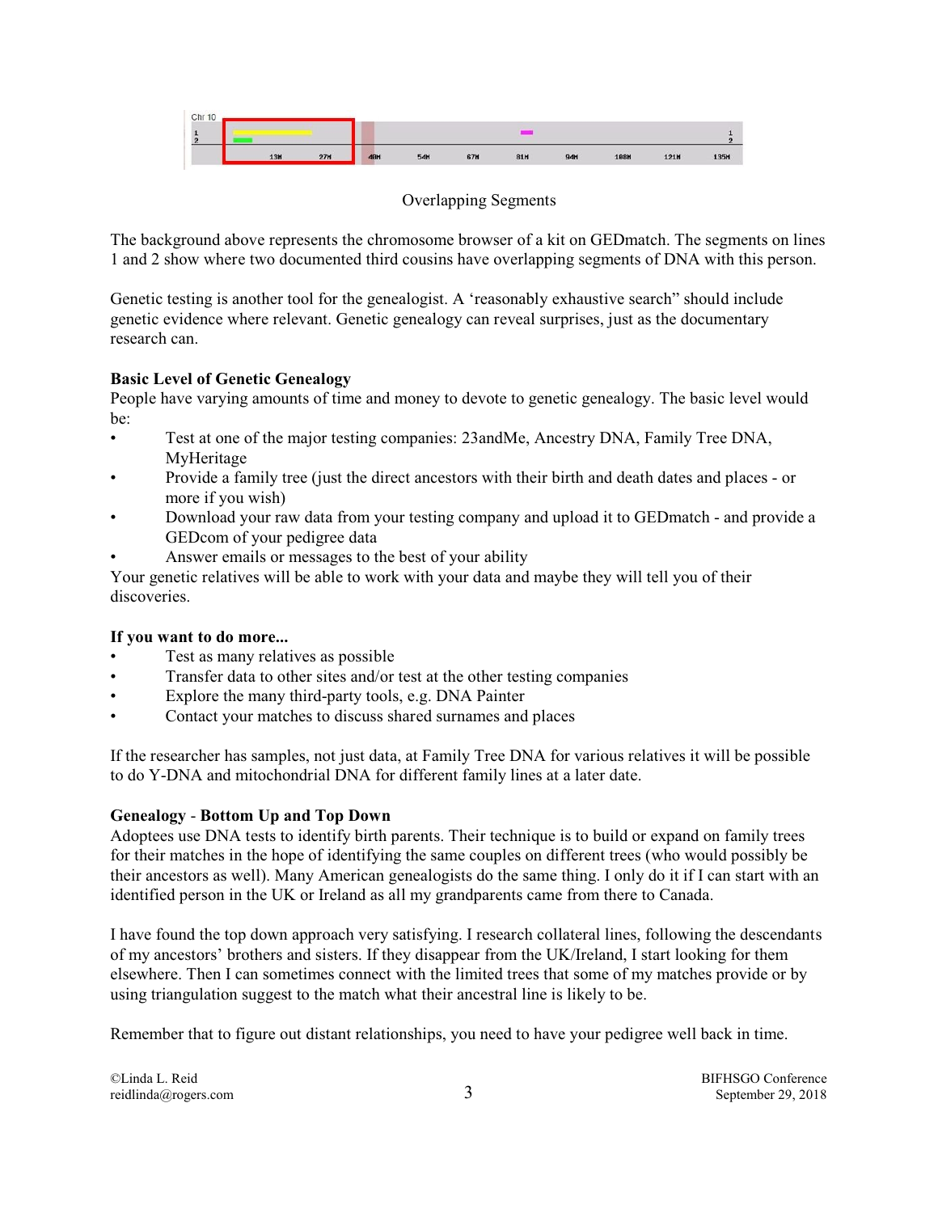Overlapping Segments

The background above represents the chromosome browser of a kit on GEDmatch. The segments on lines 1 and 2 show where two documented third cousins have overlapping segments of DNA with this person.

Genetic testing is another tool for the genealogist. A 'reasonably exhaustive search" should include genetic evidence where relevant. Genetic genealogy can reveal surprises, just as the documentary research can.

**Basic Level of Genetic Genealogy**

People have varying amounts of time and money to devote to genetic genealogy. The basic level would be:

- Test at one of the major testing companies: 23andMe, Ancestry DNA, Family Tree DNA, MyHeritage
- Provide a family tree (just the direct ancestors with their birth and death dates and places - or more if you wish)
- Download your raw data from your testing company and upload it to GEDmatch - and provide a GEDcom of your pedigree data
- Answer emails or messages to the best of your ability

Your genetic relatives will be able to work with your data and maybe they will tell you of their discoveries.

**If you want to do more...**

- Test as many relatives as possible
- Transfer data to other sites and/or test at the other testing companies
- Explore the many third-party tools, e.g. DNA Painter
- Contact your matches to discuss shared surnames and places

If the researcher has samples, not just data, at Family Tree DNA for various relatives it will be possible to do Y-DNA and mitochondrial DNA for different family lines at a later date.

**Genealogy - Bottom Up and Top Down**

Adoptees use DNA tests to identify birth parents. Their technique is to build or expand on family trees for their matches in the hope of identifying the same couples on different trees (who would possibly be their ancestors as well). Many American genealogists do the same thing. I only do it if I can start with an identified person in the UK or Ireland as all my grandparents came from there to Canada.

I have found the top down approach very satisfying. I research collateral lines, following the descendants of my ancestors' brothers and sisters. If they disappear from the UK/Ireland, I start looking for them elsewhere. Then I can sometimes connect with the limited trees that some of my matches provide or by using triangulation suggest to the match what their ancestral line is likely to be.

Remember that to figure out distant relationships, you need to have your pedigree well back in time.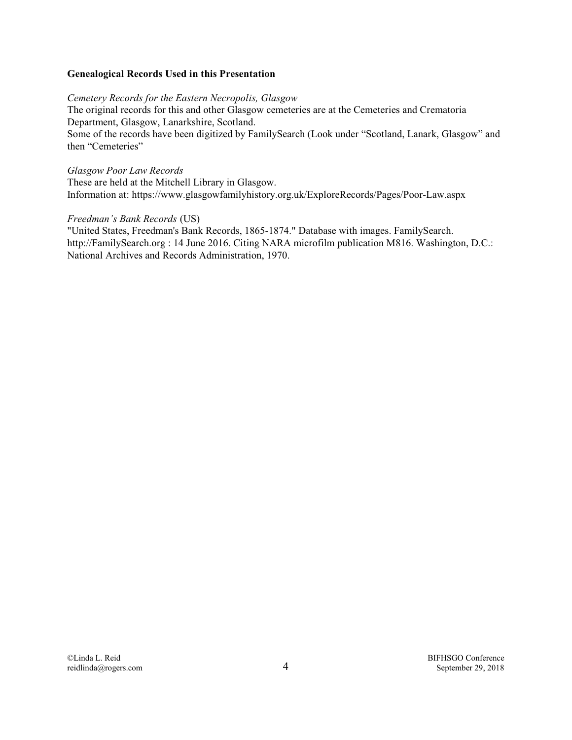**Genealogical Records Used in this Presentation**

*Cemetery Records for the Eastern Necropolis, Glasgow*
The original records for this and other Glasgow cemeteries are at the Cemeteries and Crematoria Department, Glasgow, Lanarkshire, Scotland.
Some of the records have been digitized by FamilySearch (Look under "Scotland, Lanark, Glasgow" and then "Cemeteries"

*Glasgow Poor Law Records*
These are held at the Mitchell Library in Glasgow.
Information at: https://www.glasgowfamilyhistory.org.uk/ExploreRecords/Pages/Poor-Law.aspx

*Freedman's Bank Records* (US)
"United States, Freedman's Bank Records, 1865-1874." Database with images. FamilySearch. http://FamilySearch.org : 14 June 2016. Citing NARA microfilm publication M816. Washington, D.C.: National Archives and Records Administration, 1970.